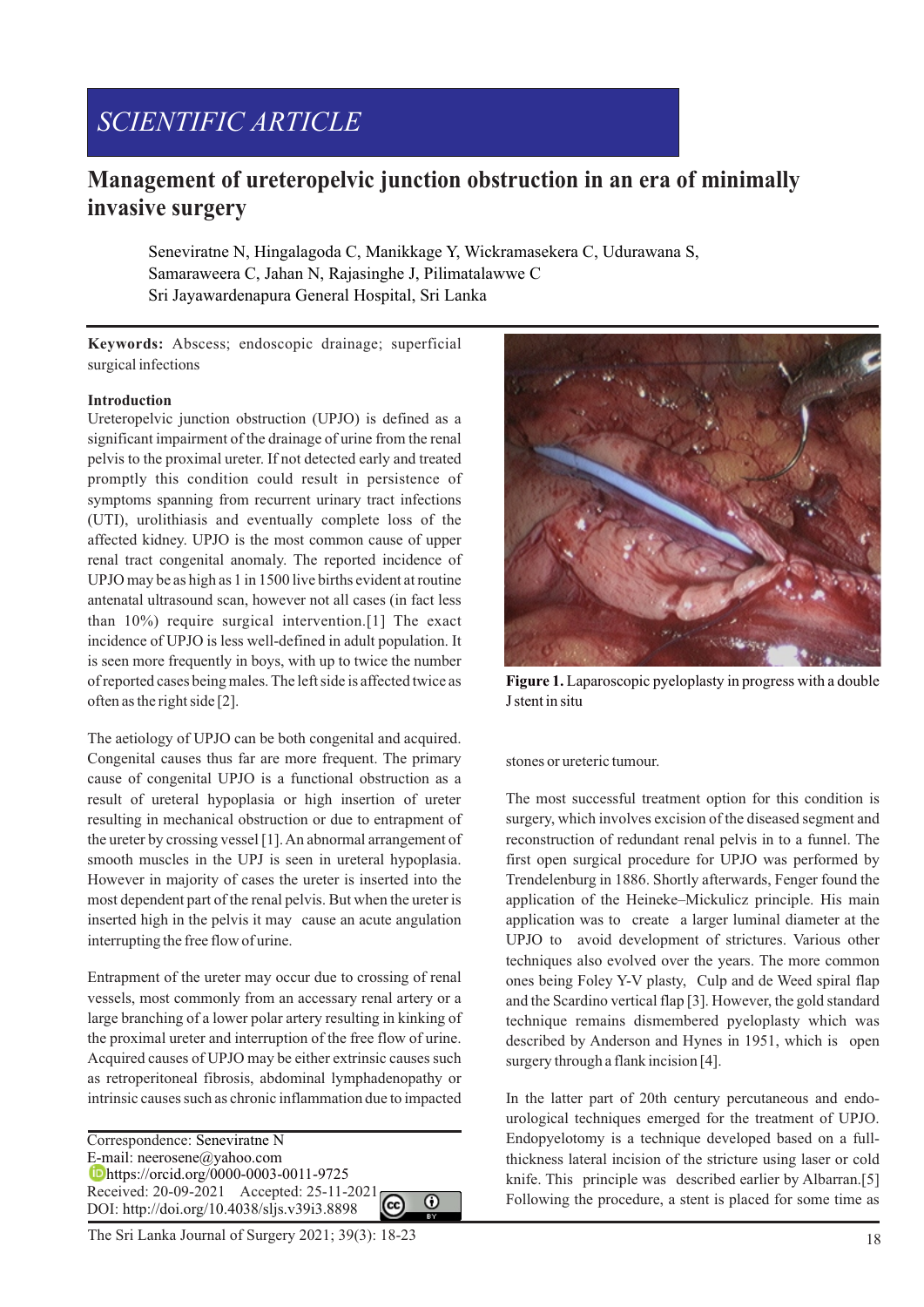SCIENTIFIC ARTICLE

# Management of ureteropelvic junction obstruction in an era of minimally invasive surgery

Seneviratne N, Hingalagoda C, Manikkage Y, Wickramasekera C, Udurawana S, Samaraweera C, Jahan N, Rajasinghe J, Pilimatalawwe C

Sri Jayawardenapura General Hospital, Sri Lanka

**Keywords:** Abscess; endoscopic drainage; superficial surgical infections

## Introduction

Ureteropelvic junction obstruction (UPJO) is defined as a significant impairment of the drainage of urine from the renal pelvis to the proximal ureter. If not detected early and treated promptly this condition could result in persistence of symptoms spanning from recurrent urinary tract infections (UTI), urolithiasis and eventually complete loss of the affected kidney. UPJO is the most common cause of upper renal tract congenital anomaly. The reported incidence of UPJO may be as high as 1 in 1500 live births evident at routine antenatal ultrasound scan, however not all cases (in fact less than 10%) require surgical intervention.[1] The exact incidence of UPJO is less well-defined in adult population. It is seen more frequently in boys, with up to twice the number of reported cases being males. The left side is affected twice as often as the right side [2].

The aetiology of UPJO can be both congenital and acquired. Congenital causes thus far are more frequent. The primary cause of congenital UPJO is a functional obstruction as a result of ureteral hypoplasia or high insertion of ureter resulting in mechanical obstruction or due to entrapment of the ureter by crossing vessel [1]. An abnormal arrangement of smooth muscles in the UPJ is seen in ureteral hypoplasia. However in majority of cases the ureter is inserted into the most dependent part of the renal pelvis. But when the ureter is inserted high in the pelvis it may cause an acute angulation interrupting the free flow of urine.

Entrapment of the ureter may occur due to crossing of renal vessels, most commonly from an accessary renal artery or a large branching of a lower polar artery resulting in kinking of the proximal ureter and interruption of the free flow of urine. Acquired causes of UPJO may be either extrinsic causes such as retroperitoneal fibrosis, abdominal lymphadenopathy or intrinsic causes such as chronic inflammation due to impacted stones or ureteric tumour.

**Figure 1.** Laparoscopic pyeloplasty in progress with a double J stent in situ

The most successful treatment option for this condition is surgery, which involves excision of the diseased segment and reconstruction of redundant renal pelvis in to a funnel. The first open surgical procedure for UPJO was performed by Trendelenburg in 1886. Shortly afterwards, Fenger found the application of the Heineke–Mickulicz principle. His main application was to create a larger luminal diameter at the UPJO to avoid development of strictures. Various other techniques also evolved over the years. The more common ones being Foley Y-V plasty, Culp and de Weed spiral flap and the Scardino vertical flap [3]. However, the gold standard technique remains dismembered pyeloplasty which was described by Anderson and Hynes in 1951, which is open surgery through a flank incision [4].

In the latter part of 20th century percutaneous and endo-urological techniques emerged for the treatment of UPJO. Endopyelotomy is a technique developed based on a full-thickness lateral incision of the stricture using laser or cold knife. This principle was described earlier by Albarran.[5] Following the procedure, a stent is placed for some time as

Correspondence: Seneviratne N
E-mail: neerosene@yahoo.com
https://orcid.org/0000-0003-0011-9725
Received: 20-09-2021 Accepted: 25-11-2021
DOI: http://doi.org/10.4038/sljs.v39i3.8898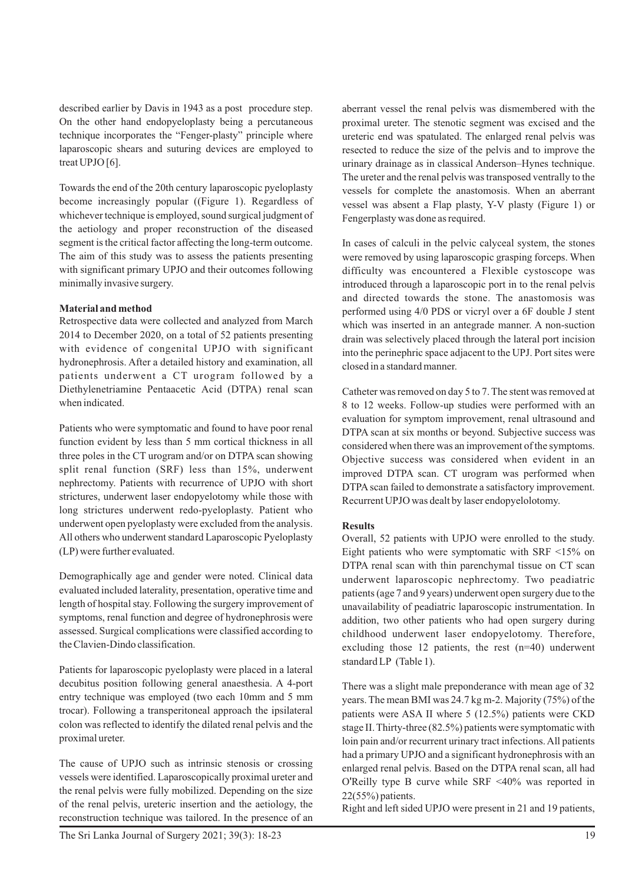described earlier by Davis in 1943 as a post procedure step. On the other hand endopyeloplasty being a percutaneous technique incorporates the "Fenger-plasty" principle where laparoscopic shears and suturing devices are employed to treat UPJO [6].

Towards the end of the 20th century laparoscopic pyeloplasty become increasingly popular ((Figure 1). Regardless of whichever technique is employed, sound surgical judgment of the aetiology and proper reconstruction of the diseased segment is the critical factor affecting the long-term outcome. The aim of this study was to assess the patients presenting with significant primary UPJO and their outcomes following minimally invasive surgery.

**Material and method**

Retrospective data were collected and analyzed from March 2014 to December 2020, on a total of 52 patients presenting with evidence of congenital UPJO with significant hydronephrosis. After a detailed history and examination, all patients underwent a CT urogram followed by a Diethylenetriamine Pentaacetic Acid (DTPA) renal scan when indicated.

Patients who were symptomatic and found to have poor renal function evident by less than 5 mm cortical thickness in all three poles in the CT urogram and/or on DTPA scan showing split renal function (SRF) less than 15%, underwent nephrectomy. Patients with recurrence of UPJO with short strictures, underwent laser endopyelotomy while those with long strictures underwent redo-pyeloplasty. Patient who underwent open pyeloplasty were excluded from the analysis. All others who underwent standard Laparoscopic Pyeloplasty (LP) were further evaluated.

Demographically age and gender were noted. Clinical data evaluated included laterality, presentation, operative time and length of hospital stay. Following the surgery improvement of symptoms, renal function and degree of hydronephrosis were assessed. Surgical complications were classified according to the Clavien-Dindo classification.

Patients for laparoscopic pyeloplasty were placed in a lateral decubitus position following general anaesthesia. A 4-port entry technique was employed (two each 10mm and 5 mm trocar). Following a transperitoneal approach the ipsilateral colon was reflected to identify the dilated renal pelvis and the proximal ureter.

The cause of UPJO such as intrinsic stenosis or crossing vessels were identified. Laparoscopically proximal ureter and the renal pelvis were fully mobilized. Depending on the size of the renal pelvis, ureteric insertion and the aetiology, the reconstruction technique was tailored. In the presence of an aberrant vessel the renal pelvis was dismembered with the proximal ureter. The stenotic segment was excised and the ureteric end was spatulated. The enlarged renal pelvis was resected to reduce the size of the pelvis and to improve the urinary drainage as in classical Anderson–Hynes technique. The ureter and the renal pelvis was transposed ventrally to the vessels for complete the anastomosis. When an aberrant vessel was absent a Flap plasty, Y-V plasty (Figure 1) or Fengerplasty was done as required.

In cases of calculi in the pelvic calyceal system, the stones were removed by using laparoscopic grasping forceps. When difficulty was encountered a Flexible cystoscope was introduced through a laparoscopic port in to the renal pelvis and directed towards the stone. The anastomosis was performed using 4/0 PDS or vicryl over a 6F double J stent which was inserted in an antegrade manner. A non-suction drain was selectively placed through the lateral port incision into the perinephric space adjacent to the UPJ. Port sites were closed in a standard manner.

Catheter was removed on day 5 to 7. The stent was removed at 8 to 12 weeks. Follow-up studies were performed with an evaluation for symptom improvement, renal ultrasound and DTPA scan at six months or beyond. Subjective success was considered when there was an improvement of the symptoms. Objective success was considered when evident in an improved DTPA scan. CT urogram was performed when DTPA scan failed to demonstrate a satisfactory improvement. Recurrent UPJO was dealt by laser endopyelolotomy.

**Results**

Overall, 52 patients with UPJO were enrolled to the study. Eight patients who were symptomatic with SRF <15% on DTPA renal scan with thin parenchymal tissue on CT scan underwent laparoscopic nephrectomy. Two peadiatric patients (age 7 and 9 years) underwent open surgery due to the unavailability of peadiatric laparoscopic instrumentation. In addition, two other patients who had open surgery during childhood underwent laser endopyelotomy. Therefore, excluding those 12 patients, the rest (n=40) underwent standard LP (Table 1).

There was a slight male preponderance with mean age of 32 years. The mean BMI was 24.7 kg $m^{-2}$. Majority (75%) of the patients were ASA II where 5 (12.5%) patients were CKD stage II. Thirty-three (82.5%) patients were symptomatic with loin pain and/or recurrent urinary tract infections. All patients had a primary UPJO and a significant hydronephrosis with an enlarged renal pelvis. Based on the DTPA renal scan, all had O'Reilly type B curve while SRF <40% was reported in 22(55%) patients.

Right and left sided UPJO were present in 21 and 19 patients,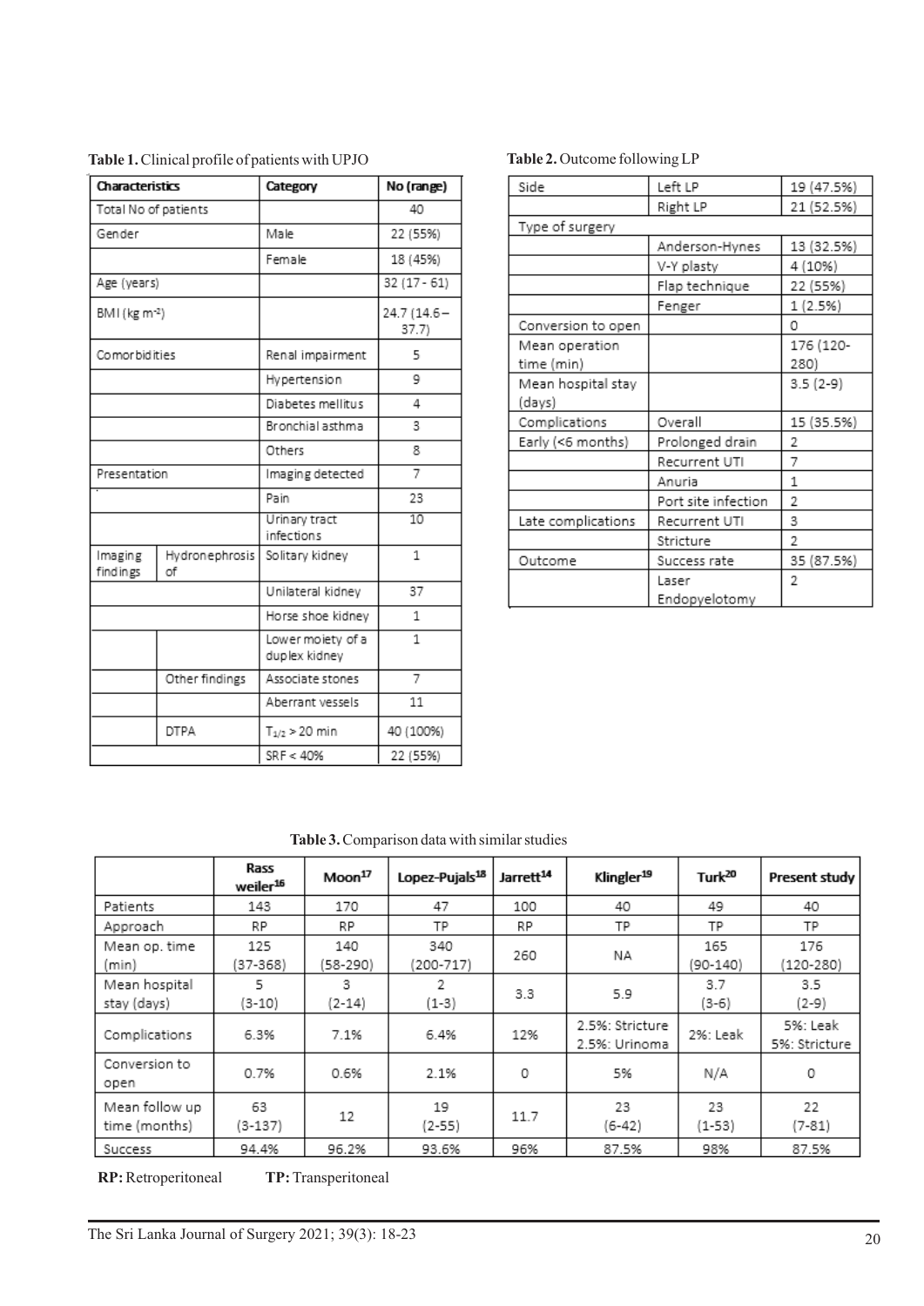**Table 1.** Clinical profile of patients with UPJO

| Characteristics | | Category | No (range) |
|---|---|---|---|
| Total No of patients | | | 40 |
| Gender | | Male | 22 (55%) |
| | | Female | 18 (45%) |
| Age (years) | | | 32 (17 - 61) |
| BMI (kg m$^{-2}$) | | | 24.7 (14.6 – 37.7) |
| Comorbidities | | Renal impairment | 5 |
| | | Hypertension | 9 |
| | | Diabetes mellitus | 4 |
| | | Bronchial asthma | 3 |
| | | Others | 8 |
| Presentation | | Imaging detected | 7 |
| | | Pain | 23 |
| | | Urinary tract infections | 10 |
| Imaging findings | Hydronephrosis of | Solitary kidney | 1 |
| | | Unilateral kidney | 37 |
| | | Horse shoe kidney | 1 |
| | | Lower moiety of a duplex kidney | 1 |
| | Other findings | Associate stones | 7 |
| | | Aberrant vessels | 11 |
| | DTPA | $T_{1/2}$ > 20 min | 40 (100%) |
| | | SRF < 40% | 22 (55%) |

**Table 2.** Outcome following LP

| Side | Left LP | 19 (47.5%) |
|---|---|---|
| | Right LP | 21 (52.5%) |
| Type of surgery | | |
| | Anderson-Hynes | 13 (32.5%) |
| | V-Y plasty | 4 (10%) |
| | Flap technique | 22 (55%) |
| | Fenger | 1 (2.5%) |
| Conversion to open | | 0 |
| Mean operation time (min) | | 176 (120-280) |
| Mean hospital stay (days) | | 3.5 (2-9) |
| Complications | Overall | 15 (35.5%) |
| Early (<6 months) | Prolonged drain | 2 |
| | Recurrent UTI | 7 |
| | Anuria | 1 |
| | Port site infection | 2 |
| Late complications | Recurrent UTI | 3 |
| | Stricture | 2 |
| Outcome | Success rate | 35 (87.5%) |
| | Laser Endopyelotomy | 2 |

**Table 3.** Comparison data with similar studies

| | Rass weiler[16] | Moon[17] | Lopez-Pujals[18] | Jarrett[14] | Klingler[19] | Turk[20] | Present study |
|---|---|---|---|---|---|---|---|
| Patients | 143 | 170 | 47 | 100 | 40 | 49 | 40 |
| Approach | RP | RP | TP | RP | TP | TP | TP |
| Mean op. time (min) | 125 (37-368) | 140 (58-290) | 340 (200-717) | 260 | NA | 165 (90-140) | 176 (120-280) |
| Mean hospital stay (days) | 5 (3-10) | 3 (2-14) | 2 (1-3) | 3.3 | 5.9 | 3.7 (3-6) | 3.5 (2-9) |
| Complications | 6.3% | 7.1% | 6.4% | 12% | 2.5%: Stricture 2.5%: Urinoma | 2%: Leak | 5%: Leak 5%: Stricture |
| Conversion to open | 0.7% | 0.6% | 2.1% | 0 | 5% | N/A | 0 |
| Mean follow up time (months) | 63 (3-137) | 12 | 19 (2-55) | 11.7 | 23 (6-42) | 23 (1-53) | 22 (7-81) |
| Success | 94.4% | 96.2% | 93.6% | 96% | 87.5% | 98% | 87.5% |

**RP:** Retroperitoneal **TP:** Transperitoneal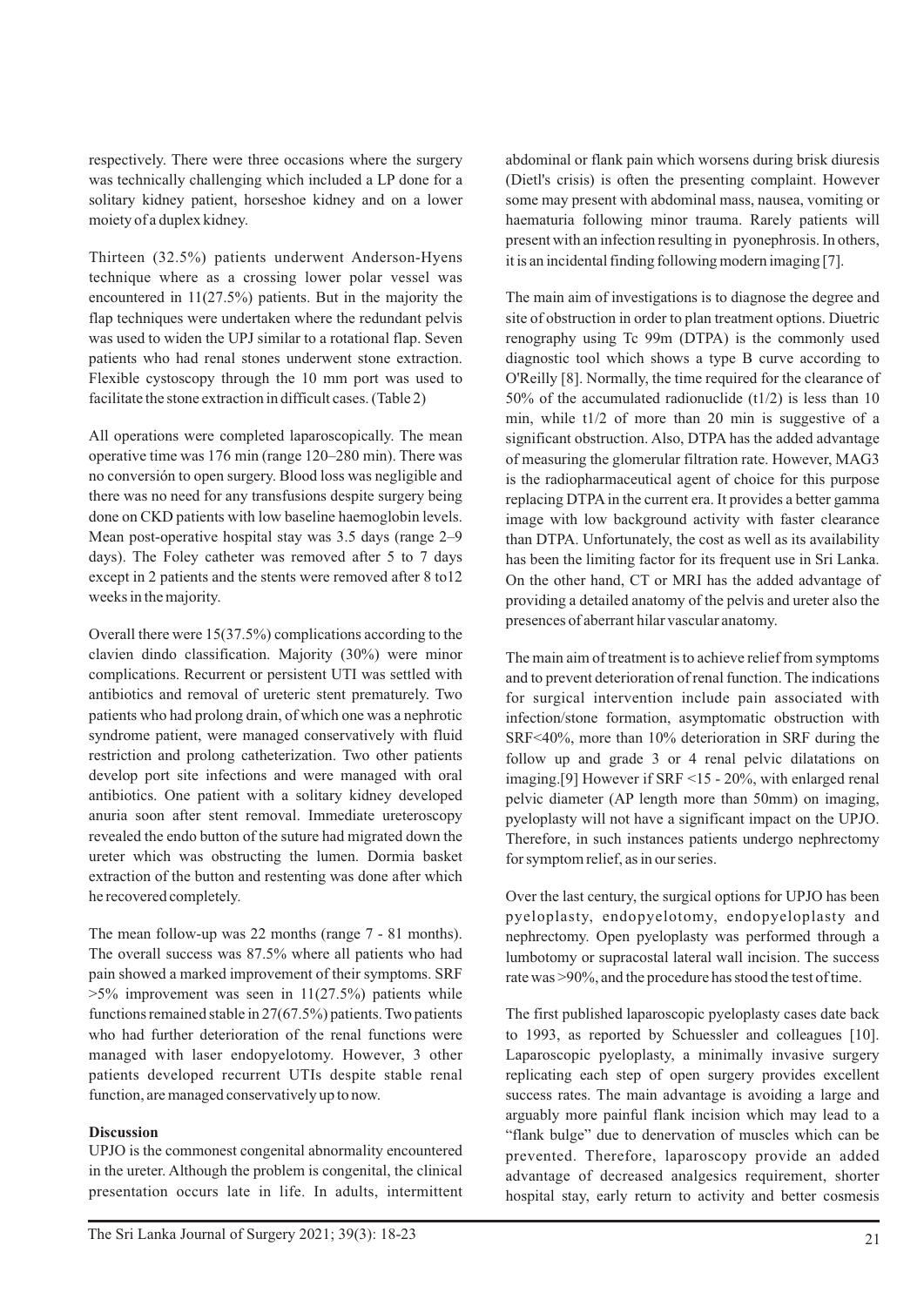respectively. There were three occasions where the surgery was technically challenging which included a LP done for a solitary kidney patient, horseshoe kidney and on a lower moiety of a duplex kidney.

Thirteen (32.5%) patients underwent Anderson-Hyens technique where as a crossing lower polar vessel was encountered in 11(27.5%) patients. But in the majority the flap techniques were undertaken where the redundant pelvis was used to widen the UPJ similar to a rotational flap. Seven patients who had renal stones underwent stone extraction. Flexible cystoscopy through the 10 mm port was used to facilitate the stone extraction in difficult cases. (Table 2)

All operations were completed laparoscopically. The mean operative time was 176 min (range 120–280 min). There was no conversión to open surgery. Blood loss was negligible and there was no need for any transfusions despite surgery being done on CKD patients with low baseline haemoglobin levels. Mean post-operative hospital stay was 3.5 days (range 2–9 days). The Foley catheter was removed after 5 to 7 days except in 2 patients and the stents were removed after 8 to12 weeks in the majority.

Overall there were 15(37.5%) complications according to the clavien dindo classification. Majority (30%) were minor complications. Recurrent or persistent UTI was settled with antibiotics and removal of ureteric stent prematurely. Two patients who had prolong drain, of which one was a nephrotic syndrome patient, were managed conservatively with fluid restriction and prolong catheterization. Two other patients develop port site infections and were managed with oral antibiotics. One patient with a solitary kidney developed anuria soon after stent removal. Immediate ureteroscopy revealed the endo button of the suture had migrated down the ureter which was obstructing the lumen. Dormia basket extraction of the button and restenting was done after which he recovered completely.

The mean follow-up was 22 months (range 7 - 81 months). The overall success was 87.5% where all patients who had pain showed a marked improvement of their symptoms. SRF >5% improvement was seen in 11(27.5%) patients while functions remained stable in 27(67.5%) patients. Two patients who had further deterioration of the renal functions were managed with laser endopyelotomy. However, 3 other patients developed recurrent UTIs despite stable renal function, are managed conservatively up to now.

**Discussion**

UPJO is the commonest congenital abnormality encountered in the ureter. Although the problem is congenital, the clinical presentation occurs late in life. In adults, intermittent abdominal or flank pain which worsens during brisk diuresis (Dietl's crisis) is often the presenting complaint. However some may present with abdominal mass, nausea, vomiting or haematuria following minor trauma. Rarely patients will present with an infection resulting in pyonephrosis. In others, it is an incidental finding following modern imaging [7].

The main aim of investigations is to diagnose the degree and site of obstruction in order to plan treatment options. Diuetric renography using Tc 99m (DTPA) is the commonly used diagnostic tool which shows a type B curve according to O'Reilly [8]. Normally, the time required for the clearance of 50% of the accumulated radionuclide ($t1/2$) is less than 10 min, while $t1/2$ of more than 20 min is suggestive of a significant obstruction. Also, DTPA has the added advantage of measuring the glomerular filtration rate. However, MAG3 is the radiopharmaceutical agent of choice for this purpose replacing DTPA in the current era. It provides a better gamma image with low background activity with faster clearance than DTPA. Unfortunately, the cost as well as its availability has been the limiting factor for its frequent use in Sri Lanka. On the other hand, CT or MRI has the added advantage of providing a detailed anatomy of the pelvis and ureter also the presences of aberrant hilar vascular anatomy.

The main aim of treatment is to achieve relief from symptoms and to prevent deterioration of renal function. The indications for surgical intervention include pain associated with infection/stone formation, asymptomatic obstruction with SRF<40%, more than 10% deterioration in SRF during the follow up and grade 3 or 4 renal pelvic dilatations on imaging.[9] However if SRF <15 - 20%, with enlarged renal pelvic diameter (AP length more than 50mm) on imaging, pyeloplasty will not have a significant impact on the UPJO. Therefore, in such instances patients undergo nephrectomy for symptom relief, as in our series.

Over the last century, the surgical options for UPJO has been pyeloplasty, endopyelotomy, endopyeloplasty and nephrectomy. Open pyeloplasty was performed through a lumbotomy or supracostal lateral wall incision. The success rate was >90%, and the procedure has stood the test of time.

The first published laparoscopic pyeloplasty cases date back to 1993, as reported by Schuessler and colleagues [10]. Laparoscopic pyeloplasty, a minimally invasive surgery replicating each step of open surgery provides excellent success rates. The main advantage is avoiding a large and arguably more painful flank incision which may lead to a "flank bulge" due to denervation of muscles which can be prevented. Therefore, laparoscopy provide an added advantage of decreased analgesics requirement, shorter hospital stay, early return to activity and better cosmesis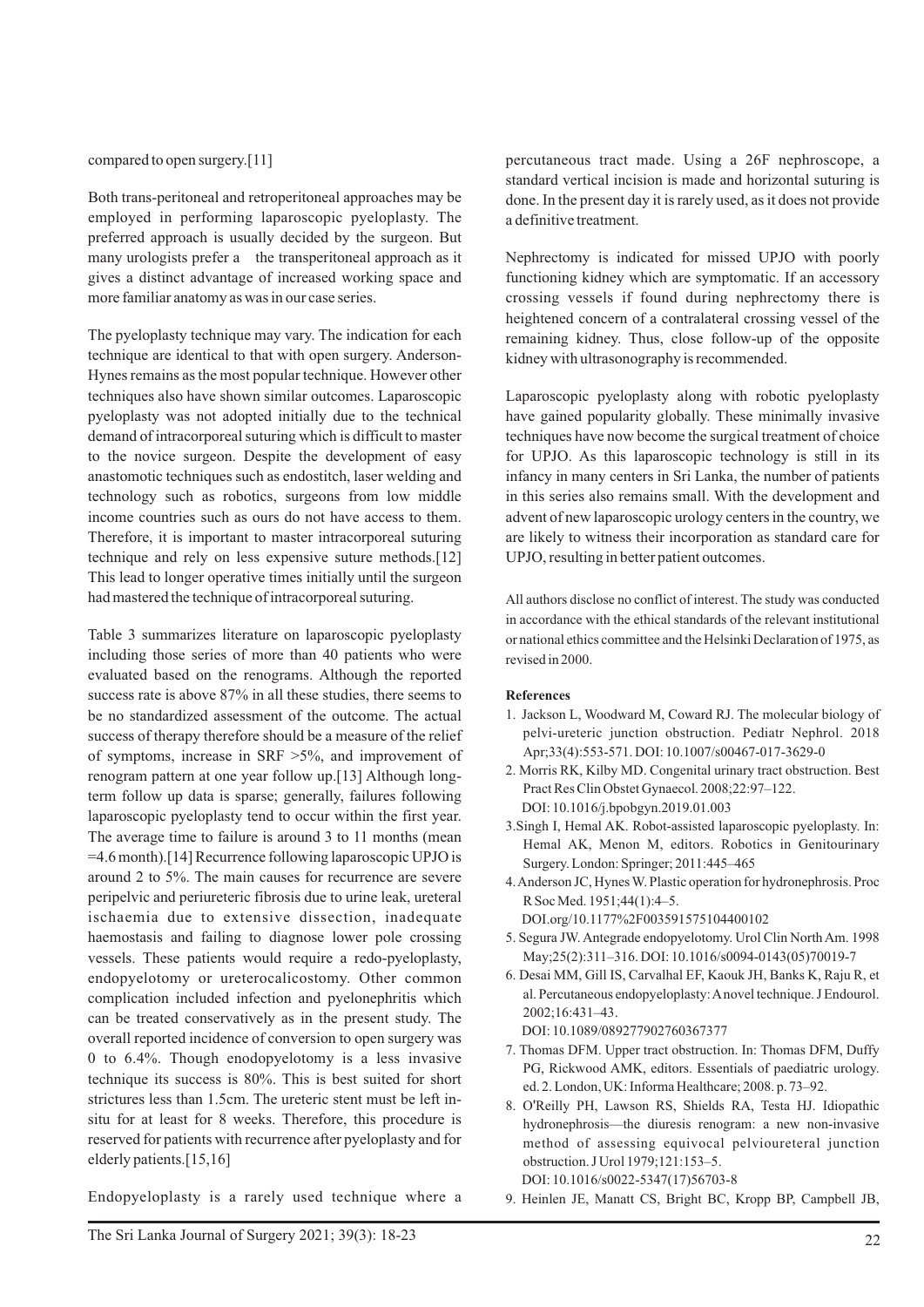compared to open surgery.[11]

Both trans-peritoneal and retroperitoneal approaches may be employed in performing laparoscopic pyeloplasty. The preferred approach is usually decided by the surgeon. But many urologists prefer a the transperitoneal approach as it gives a distinct advantage of increased working space and more familiar anatomy as was in our case series.

The pyeloplasty technique may vary. The indication for each technique are identical to that with open surgery. Anderson-Hynes remains as the most popular technique. However other techniques also have shown similar outcomes. Laparoscopic pyeloplasty was not adopted initially due to the technical demand of intracorporeal suturing which is difficult to master to the novice surgeon. Despite the development of easy anastomotic techniques such as endostitch, laser welding and technology such as robotics, surgeons from low middle income countries such as ours do not have access to them. Therefore, it is important to master intracorporeal suturing technique and rely on less expensive suture methods.[12] This lead to longer operative times initially until the surgeon had mastered the technique of intracorporeal suturing.

Table 3 summarizes literature on laparoscopic pyeloplasty including those series of more than 40 patients who were evaluated based on the renograms. Although the reported success rate is above 87% in all these studies, there seems to be no standardized assessment of the outcome. The actual success of therapy therefore should be a measure of the relief of symptoms, increase in SRF >5%, and improvement of renogram pattern at one year follow up.[13] Although long-term follow up data is sparse; generally, failures following laparoscopic pyeloplasty tend to occur within the first year. The average time to failure is around 3 to 11 months (mean =4.6 month).[14] Recurrence following laparoscopic UPJO is around 2 to 5%. The main causes for recurrence are severe peripelvic and periureteric fibrosis due to urine leak, ureteral ischaemia due to extensive dissection, inadequate haemostasis and failing to diagnose lower pole crossing vessels. These patients would require a redo-pyeloplasty, endopyelotomy or ureterocalicostomy. Other common complication included infection and pyelonephritis which can be treated conservatively as in the present study. The overall reported incidence of conversion to open surgery was 0 to 6.4%. Though enodopyelotomy is a less invasive technique its success is 80%. This is best suited for short strictures less than 1.5cm. The ureteric stent must be left in-situ for at least for 8 weeks. Therefore, this procedure is reserved for patients with recurrence after pyeloplasty and for elderly patients.[15,16]

Endopyeloplasty is a rarely used technique where a percutaneous tract made. Using a 26F nephroscope, a standard vertical incision is made and horizontal suturing is done. In the present day it is rarely used, as it does not provide a definitive treatment.

Nephrectomy is indicated for missed UPJO with poorly functioning kidney which are symptomatic. If an accessory crossing vessels if found during nephrectomy there is heightened concern of a contralateral crossing vessel of the remaining kidney. Thus, close follow-up of the opposite kidney with ultrasonography is recommended.

Laparoscopic pyeloplasty along with robotic pyeloplasty have gained popularity globally. These minimally invasive techniques have now become the surgical treatment of choice for UPJO. As this laparoscopic technology is still in its infancy in many centers in Sri Lanka, the number of patients in this series also remains small. With the development and advent of new laparoscopic urology centers in the country, we are likely to witness their incorporation as standard care for UPJO, resulting in better patient outcomes.

All authors disclose no conflict of interest. The study was conducted in accordance with the ethical standards of the relevant institutional or national ethics committee and the Helsinki Declaration of 1975, as revised in 2000.

**References**

1. Jackson L, Woodward M, Coward RJ. The molecular biology of pelvi-ureteric junction obstruction. Pediatr Nephrol. 2018 Apr;33(4):553-571. DOI: 10.1007/s00467-017-3629-0
2. Morris RK, Kilby MD. Congenital urinary tract obstruction. Best Pract Res Clin Obstet Gynaecol. 2008;22:97–122. DOI: 10.1016/j.bpobgyn.2019.01.003
3. Singh I, Hemal AK. Robot-assisted laparoscopic pyeloplasty. In: Hemal AK, Menon M, editors. Robotics in Genitourinary Surgery. London: Springer; 2011:445–465
4. Anderson JC, Hynes W. Plastic operation for hydronephrosis. Proc R Soc Med. 1951;44(1):4–5. DOI.org/10.1177%2F003591575104400102
5. Segura JW. Antegrade endopyelotomy. Urol Clin North Am. 1998 May;25(2):311–316. DOI: 10.1016/s0094-0143(05)70019-7
6. Desai MM, Gill IS, Carvalhal EF, Kaouk JH, Banks K, Raju R, et al. Percutaneous endopyeloplasty: A novel technique. J Endourol. 2002;16:431–43. DOI: 10.1089/089277902760367377
7. Thomas DFM. Upper tract obstruction. In: Thomas DFM, Duffy PG, Rickwood AMK, editors. Essentials of paediatric urology. ed. 2. London, UK: Informa Healthcare; 2008. p. 73–92.
8. O'Reilly PH, Lawson RS, Shields RA, Testa HJ. Idiopathic hydronephrosis—the diuresis renogram: a new non-invasive method of assessing equivocal pelvioureteral junction obstruction. J Urol 1979;121:153–5. DOI: 10.1016/s0022-5347(17)56703-8
9. Heinlen JE, Manatt CS, Bright BC, Kropp BP, Campbell JB,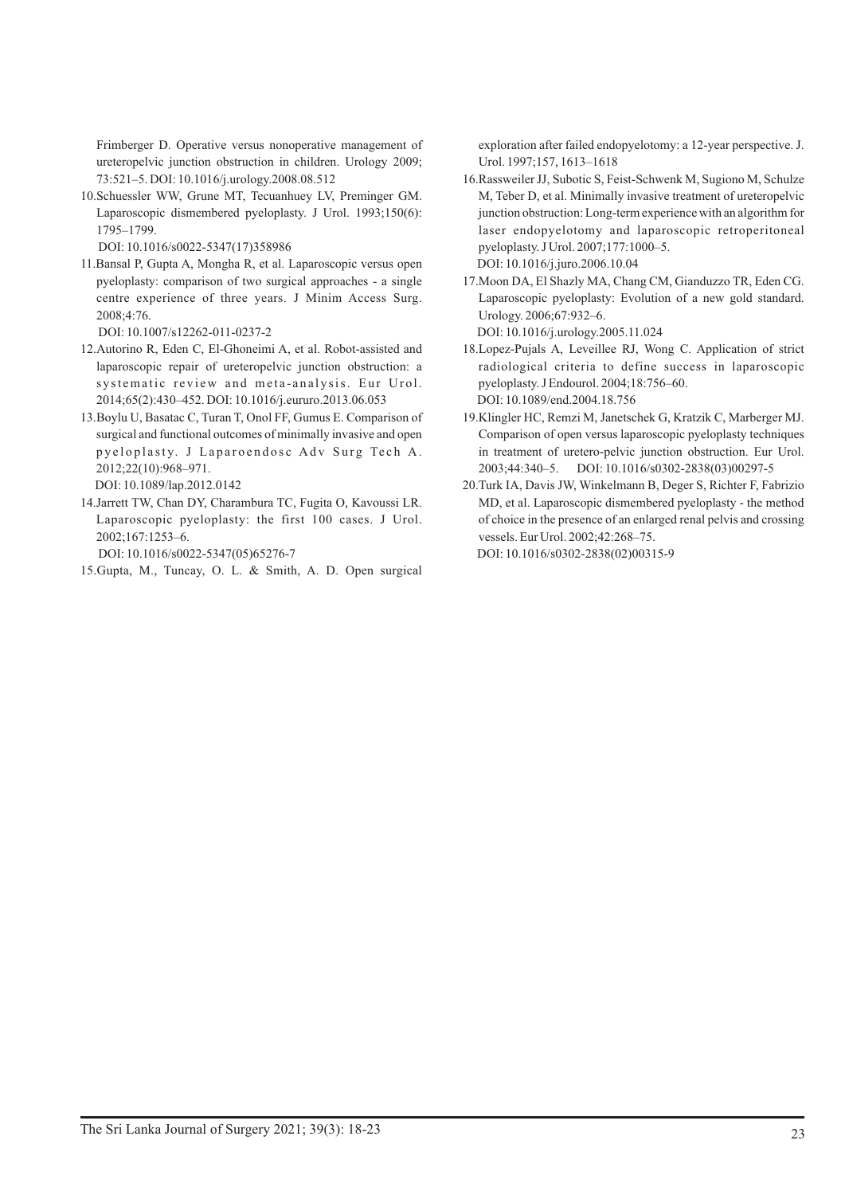Frimberger D. Operative versus nonoperative management of ureteropelvic junction obstruction in children. Urology 2009; 73:521–5. DOI: 10.1016/j.urology.2008.08.512

10. Schuessler WW, Grune MT, Tecuanhuey LV, Preminger GM. Laparoscopic dismembered pyeloplasty. J Urol. 1993;150(6): 1795–1799.
DOI: 10.1016/s0022-5347(17)358986

11. Bansal P, Gupta A, Mongha R, et al. Laparoscopic versus open pyeloplasty: comparison of two surgical approaches - a single centre experience of three years. J Minim Access Surg. 2008;4:76.
DOI: 10.1007/s12262-011-0237-2

12. Autorino R, Eden C, El-Ghoneimi A, et al. Robot-assisted and laparoscopic repair of ureteropelvic junction obstruction: a systematic review and meta-analysis. Eur Urol. 2014;65(2):430–452. DOI: 10.1016/j.eururo.2013.06.053

13. Boylu U, Basatac C, Turan T, Onol FF, Gumus E. Comparison of surgical and functional outcomes of minimally invasive and open pyeloplasty. J Laparoendosc Adv Surg Tech A. 2012;22(10):968–971.
DOI: 10.1089/lap.2012.0142

14. Jarrett TW, Chan DY, Charambura TC, Fugita O, Kavoussi LR. Laparoscopic pyeloplasty: the first 100 cases. J Urol. 2002;167:1253–6.
DOI: 10.1016/s0022-5347(05)65276-7

15. Gupta, M., Tuncay, O. L. & Smith, A. D. Open surgical exploration after failed endopyelotomy: a 12-year perspective. J. Urol. 1997;157, 1613–1618

16. Rassweiler JJ, Subotic S, Feist-Schwenk M, Sugiono M, Schulze M, Teber D, et al. Minimally invasive treatment of ureteropelvic junction obstruction: Long-term experience with an algorithm for laser endopyelotomy and laparoscopic retroperitoneal pyeloplasty. J Urol. 2007;177:1000–5.
DOI: 10.1016/j.juro.2006.10.04

17. Moon DA, El Shazly MA, Chang CM, Gianduzzo TR, Eden CG. Laparoscopic pyeloplasty: Evolution of a new gold standard. Urology. 2006;67:932–6.
DOI: 10.1016/j.urology.2005.11.024

18. Lopez-Pujals A, Leveillee RJ, Wong C. Application of strict radiological criteria to define success in laparoscopic pyeloplasty. J Endourol. 2004;18:756–60.
DOI: 10.1089/end.2004.18.756

19. Klingler HC, Remzi M, Janetschek G, Kratzik C, Marberger MJ. Comparison of open versus laparoscopic pyeloplasty techniques in treatment of uretero-pelvic junction obstruction. Eur Urol. 2003;44:340–5. DOI: 10.1016/s0302-2838(03)00297-5

20. Turk IA, Davis JW, Winkelmann B, Deger S, Richter F, Fabrizio MD, et al. Laparoscopic dismembered pyeloplasty - the method of choice in the presence of an enlarged renal pelvis and crossing vessels. Eur Urol. 2002;42:268–75.
DOI: 10.1016/s0302-2838(02)00315-9